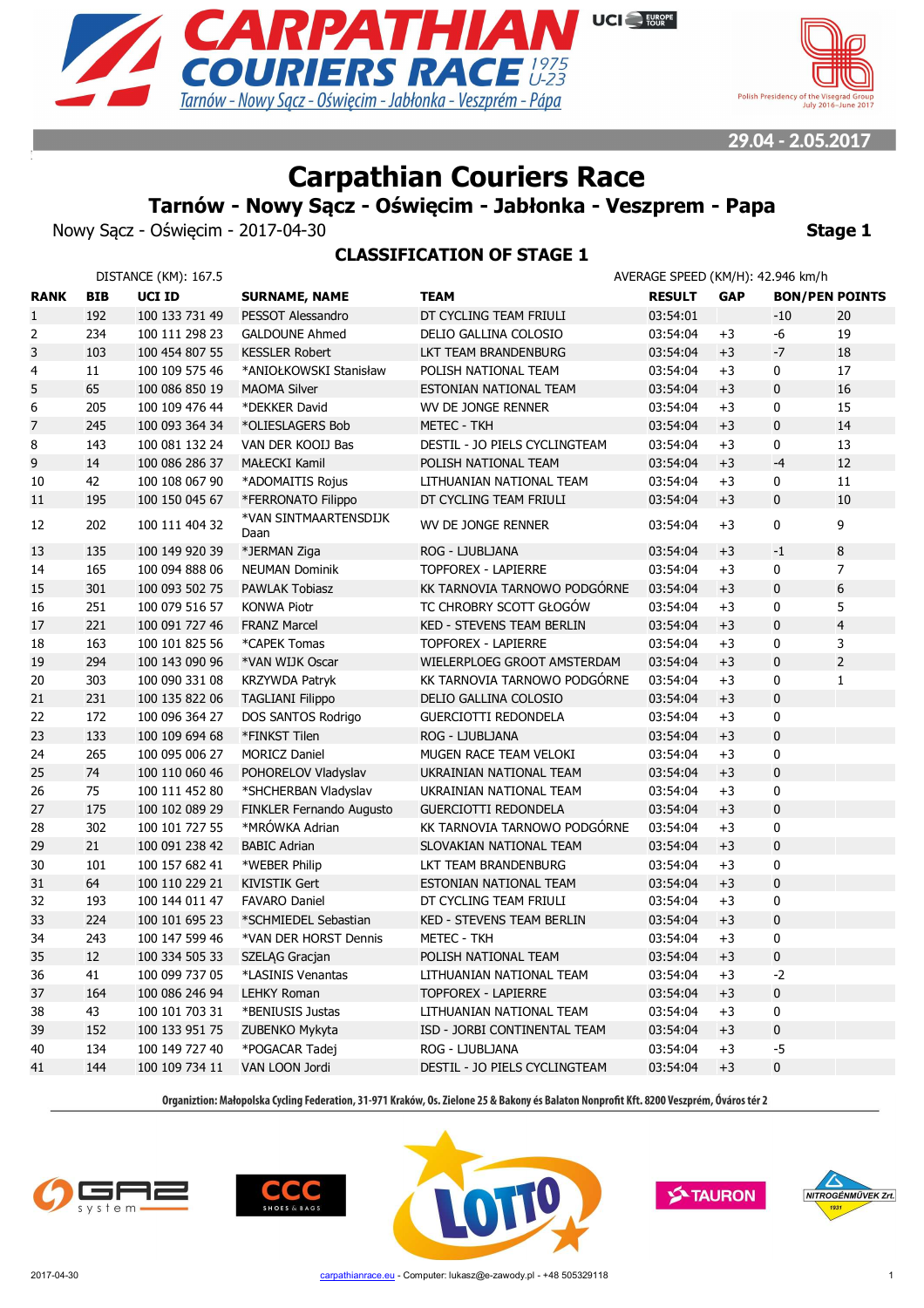# Carpathian Couriers Race

## Tarnów - Nowy Sącz - Oświęcim - Jabłonka - Veszprem - Papa

Nowy Sącz - Oświęcim - 2017-04-30 **Stage 1**

### CLASSIFICATION OF STAGE 1

DISTANCE (KM): 167.5 AVERAGE SPEED (KM/H): 42.946 km/h

| RANK | BIB | UCI ID | SURNAME, NAME | TEAM | RESULT | GAP | BON/PEN | POINTS |
|---|---|---|---|---|---|---|---|---|
| 1 | 192 | 100 133 731 49 | PESSOT Alessandro | DT CYCLING TEAM FRIULI | 03:54:01 | | -10 | 20 |
| 2 | 234 | 100 111 298 23 | GALDOUNE Ahmed | DELIO GALLINA COLOSIO | 03:54:04 | +3 | -6 | 19 |
| 3 | 103 | 100 454 807 55 | KESSLER Robert | LKT TEAM BRANDENBURG | 03:54:04 | +3 | -7 | 18 |
| 4 | 11 | 100 109 575 46 | *ANIOŁKOWSKI Stanisław | POLISH NATIONAL TEAM | 03:54:04 | +3 | 0 | 17 |
| 5 | 65 | 100 086 850 19 | MAOMA Silver | ESTONIAN NATIONAL TEAM | 03:54:04 | +3 | 0 | 16 |
| 6 | 205 | 100 109 476 44 | *DEKKER David | WV DE JONGE RENNER | 03:54:04 | +3 | 0 | 15 |
| 7 | 245 | 100 093 364 34 | *OLIESLAGERS Bob | METEC - TKH | 03:54:04 | +3 | 0 | 14 |
| 8 | 143 | 100 081 132 24 | VAN DER KOOIJ Bas | DESTIL - JO PIELS CYCLINGTEAM | 03:54:04 | +3 | 0 | 13 |
| 9 | 14 | 100 086 286 37 | MAŁECKI Kamil | POLISH NATIONAL TEAM | 03:54:04 | +3 | -4 | 12 |
| 10 | 42 | 100 108 067 90 | *ADOMAITIS Rojus | LITHUANIAN NATIONAL TEAM | 03:54:04 | +3 | 0 | 11 |
| 11 | 195 | 100 150 045 67 | *FERRONATO Filippo | DT CYCLING TEAM FRIULI | 03:54:04 | +3 | 0 | 10 |
| 12 | 202 | 100 111 404 32 | *VAN SINTMAARTENSDIJK Daan | WV DE JONGE RENNER | 03:54:04 | +3 | 0 | 9 |
| 13 | 135 | 100 149 920 39 | *JERMAN Ziga | ROG - LJUBLJANA | 03:54:04 | +3 | -1 | 8 |
| 14 | 165 | 100 094 888 06 | NEUMAN Dominik | TOPFOREX - LAPIERRE | 03:54:04 | +3 | 0 | 7 |
| 15 | 301 | 100 093 502 75 | PAWLAK Tobiasz | KK TARNOVIA TARNOWO PODGÓRNE | 03:54:04 | +3 | 0 | 6 |
| 16 | 251 | 100 079 516 57 | KONWA Piotr | TC CHROBRY SCOTT GŁOGÓW | 03:54:04 | +3 | 0 | 5 |
| 17 | 221 | 100 091 727 46 | FRANZ Marcel | KED - STEVENS TEAM BERLIN | 03:54:04 | +3 | 0 | 4 |
| 18 | 163 | 100 101 825 56 | *CAPEK Tomas | TOPFOREX - LAPIERRE | 03:54:04 | +3 | 0 | 3 |
| 19 | 294 | 100 143 090 96 | *VAN WIJK Oscar | WIELERPLOEG GROOT AMSTERDAM | 03:54:04 | +3 | 0 | 2 |
| 20 | 303 | 100 090 331 08 | KRZYWDA Patryk | KK TARNOVIA TARNOWO PODGÓRNE | 03:54:04 | +3 | 0 | 1 |
| 21 | 231 | 100 135 822 06 | TAGLIANI Filippo | DELIO GALLINA COLOSIO | 03:54:04 | +3 | 0 | |
| 22 | 172 | 100 096 364 27 | DOS SANTOS Rodrigo | GUERCIOTTI REDONDELA | 03:54:04 | +3 | 0 | |
| 23 | 133 | 100 109 694 68 | *FINKST Tilen | ROG - LJUBLJANA | 03:54:04 | +3 | 0 | |
| 24 | 265 | 100 095 006 27 | MORICZ Daniel | MUGEN RACE TEAM VELOKI | 03:54:04 | +3 | 0 | |
| 25 | 74 | 100 110 060 46 | POHORELOV Vladyslav | UKRAINIAN NATIONAL TEAM | 03:54:04 | +3 | 0 | |
| 26 | 75 | 100 111 452 80 | *SHCHERBAN Vladyslav | UKRAINIAN NATIONAL TEAM | 03:54:04 | +3 | 0 | |
| 27 | 175 | 100 102 089 29 | FINKLER Fernando Augusto | GUERCIOTTI REDONDELA | 03:54:04 | +3 | 0 | |
| 28 | 302 | 100 101 727 55 | *MRÓWKA Adrian | KK TARNOVIA TARNOWO PODGÓRNE | 03:54:04 | +3 | 0 | |
| 29 | 21 | 100 091 238 42 | BABIC Adrian | SLOVAKIAN NATIONAL TEAM | 03:54:04 | +3 | 0 | |
| 30 | 101 | 100 157 682 41 | *WEBER Philip | LKT TEAM BRANDENBURG | 03:54:04 | +3 | 0 | |
| 31 | 64 | 100 110 229 21 | KIVISTIK Gert | ESTONIAN NATIONAL TEAM | 03:54:04 | +3 | 0 | |
| 32 | 193 | 100 144 011 47 | FAVARO Daniel | DT CYCLING TEAM FRIULI | 03:54:04 | +3 | 0 | |
| 33 | 224 | 100 101 695 23 | *SCHMIEDEL Sebastian | KED - STEVENS TEAM BERLIN | 03:54:04 | +3 | 0 | |
| 34 | 243 | 100 147 599 46 | *VAN DER HORST Dennis | METEC - TKH | 03:54:04 | +3 | 0 | |
| 35 | 12 | 100 334 505 33 | SZELĄG Gracjan | POLISH NATIONAL TEAM | 03:54:04 | +3 | 0 | |
| 36 | 41 | 100 099 737 05 | *LASINIS Venantas | LITHUANIAN NATIONAL TEAM | 03:54:04 | +3 | -2 | |
| 37 | 164 | 100 086 246 94 | LEHKY Roman | TOPFOREX - LAPIERRE | 03:54:04 | +3 | 0 | |
| 38 | 43 | 100 101 703 31 | *BENIUSIS Justas | LITHUANIAN NATIONAL TEAM | 03:54:04 | +3 | 0 | |
| 39 | 152 | 100 133 951 75 | ZUBENKO Mykyta | ISD - JORBI CONTINENTAL TEAM | 03:54:04 | +3 | 0 | |
| 40 | 134 | 100 149 727 40 | *POGACAR Tadej | ROG - LJUBLJANA | 03:54:04 | +3 | -5 | |
| 41 | 144 | 100 109 734 11 | VAN LOON Jordi | DESTIL - JO PIELS CYCLINGTEAM | 03:54:04 | +3 | 0 | |

Organiztion: Małopolska Cycling Federation, 31-971 Kraków, Os. Zielone 25 & Bakony és Balaton Nonprofit Kft. 8200 Veszprém, Óváros tér 2

2017-04-30 carpathianrace.eu - Computer: lukasz@e-zawody.pl - +48 505329118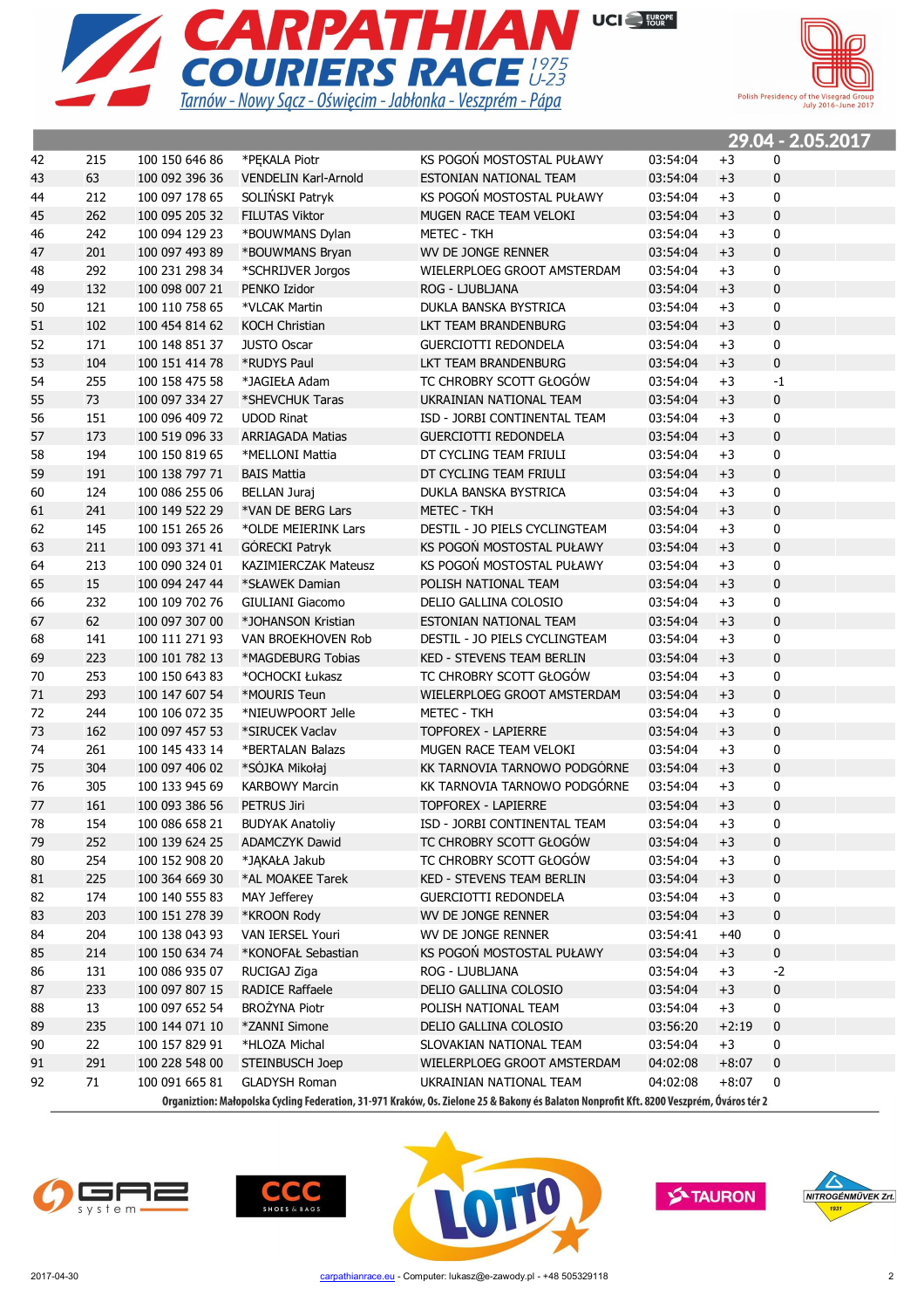# CARPATHIAN COURIERS RACE 1975 U-23

Tarnów - Nowy Sącz - Oświęcim - Jabłonka - Veszprém - Pápa

29.04 - 2.05.2017

| | | | | | | | |
|---|---|---|---|---|---|---|---|
| 42 | 215 | 100 150 646 86 | *PĘKALA Piotr | KS POGOŃ MOSTOSTAL PUŁAWY | 03:54:04 | +3 | 0 |
| 43 | 63 | 100 092 396 36 | VENDELIN Karl-Arnold | ESTONIAN NATIONAL TEAM | 03:54:04 | +3 | 0 |
| 44 | 212 | 100 097 178 65 | SOLIŃSKI Patryk | KS POGOŃ MOSTOSTAL PUŁAWY | 03:54:04 | +3 | 0 |
| 45 | 262 | 100 095 205 32 | FILUTAS Viktor | MUGEN RACE TEAM VELOKI | 03:54:04 | +3 | 0 |
| 46 | 242 | 100 094 129 23 | *BOUWMANS Dylan | METEC - TKH | 03:54:04 | +3 | 0 |
| 47 | 201 | 100 097 493 89 | *BOUWMANS Bryan | WV DE JONGE RENNER | 03:54:04 | +3 | 0 |
| 48 | 292 | 100 231 298 34 | *SCHRIJVER Jorgos | WIELERPLOEG GROOT AMSTERDAM | 03:54:04 | +3 | 0 |
| 49 | 132 | 100 098 007 21 | PENKO Izidor | ROG - LJUBLJANA | 03:54:04 | +3 | 0 |
| 50 | 121 | 100 110 758 65 | *VLCAK Martin | DUKLA BANSKA BYSTRICA | 03:54:04 | +3 | 0 |
| 51 | 102 | 100 454 814 62 | KOCH Christian | LKT TEAM BRANDENBURG | 03:54:04 | +3 | 0 |
| 52 | 171 | 100 148 851 37 | JUSTO Oscar | GUERCIOTTI REDONDELA | 03:54:04 | +3 | 0 |
| 53 | 104 | 100 151 414 78 | *RUDYS Paul | LKT TEAM BRANDENBURG | 03:54:04 | +3 | 0 |
| 54 | 255 | 100 158 475 58 | *JAGIEŁA Adam | TC CHROBRY SCOTT GŁOGÓW | 03:54:04 | +3 | -1 |
| 55 | 73 | 100 097 334 27 | *SHEVCHUK Taras | UKRAINIAN NATIONAL TEAM | 03:54:04 | +3 | 0 |
| 56 | 151 | 100 096 409 72 | UDOD Rinat | ISD - JORBI CONTINENTAL TEAM | 03:54:04 | +3 | 0 |
| 57 | 173 | 100 519 096 33 | ARRIAGADA Matias | GUERCIOTTI REDONDELA | 03:54:04 | +3 | 0 |
| 58 | 194 | 100 150 819 65 | *MELLONI Mattia | DT CYCLING TEAM FRIULI | 03:54:04 | +3 | 0 |
| 59 | 191 | 100 138 797 71 | BAIS Mattia | DT CYCLING TEAM FRIULI | 03:54:04 | +3 | 0 |
| 60 | 124 | 100 086 255 06 | BELLAN Juraj | DUKLA BANSKA BYSTRICA | 03:54:04 | +3 | 0 |
| 61 | 241 | 100 149 522 29 | *VAN DE BERG Lars | METEC - TKH | 03:54:04 | +3 | 0 |
| 62 | 145 | 100 151 265 26 | *OLDE MEIERINK Lars | DESTIL - JO PIELS CYCLINGTEAM | 03:54:04 | +3 | 0 |
| 63 | 211 | 100 093 371 41 | GÓRECKI Patryk | KS POGOŃ MOSTOSTAL PUŁAWY | 03:54:04 | +3 | 0 |
| 64 | 213 | 100 090 324 01 | KAZIMIERCZAK Mateusz | KS POGOŃ MOSTOSTAL PUŁAWY | 03:54:04 | +3 | 0 |
| 65 | 15 | 100 094 247 44 | *SŁAWEK Damian | POLISH NATIONAL TEAM | 03:54:04 | +3 | 0 |
| 66 | 232 | 100 109 702 76 | GIULIANI Giacomo | DELIO GALLINA COLOSIO | 03:54:04 | +3 | 0 |
| 67 | 62 | 100 097 307 00 | *JOHANSON Kristian | ESTONIAN NATIONAL TEAM | 03:54:04 | +3 | 0 |
| 68 | 141 | 100 111 271 93 | VAN BROEKHOVEN Rob | DESTIL - JO PIELS CYCLINGTEAM | 03:54:04 | +3 | 0 |
| 69 | 223 | 100 101 782 13 | *MAGDEBURG Tobias | KED - STEVENS TEAM BERLIN | 03:54:04 | +3 | 0 |
| 70 | 253 | 100 150 643 83 | *OCHOCKI Łukasz | TC CHROBRY SCOTT GŁOGÓW | 03:54:04 | +3 | 0 |
| 71 | 293 | 100 147 607 54 | *MOURIS Teun | WIELERPLOEG GROOT AMSTERDAM | 03:54:04 | +3 | 0 |
| 72 | 244 | 100 106 072 35 | *NIEUWPOORT Jelle | METEC - TKH | 03:54:04 | +3 | 0 |
| 73 | 162 | 100 097 457 53 | *SIRUCEK Vaclav | TOPFOREX - LAPIERRE | 03:54:04 | +3 | 0 |
| 74 | 261 | 100 145 433 14 | *BERTALAN Balazs | MUGEN RACE TEAM VELOKI | 03:54:04 | +3 | 0 |
| 75 | 304 | 100 097 406 02 | *SÓJKA Mikołaj | KK TARNOVIA TARNOWO PODGÓRNE | 03:54:04 | +3 | 0 |
| 76 | 305 | 100 133 945 69 | KARBOWY Marcin | KK TARNOVIA TARNOWO PODGÓRNE | 03:54:04 | +3 | 0 |
| 77 | 161 | 100 093 386 56 | PETRUS Jiri | TOPFOREX - LAPIERRE | 03:54:04 | +3 | 0 |
| 78 | 154 | 100 086 658 21 | BUDYAK Anatoliy | ISD - JORBI CONTINENTAL TEAM | 03:54:04 | +3 | 0 |
| 79 | 252 | 100 139 624 25 | ADAMCZYK Dawid | TC CHROBRY SCOTT GŁOGÓW | 03:54:04 | +3 | 0 |
| 80 | 254 | 100 152 908 20 | *JAKAŁA Jakub | TC CHROBRY SCOTT GŁOGÓW | 03:54:04 | +3 | 0 |
| 81 | 225 | 100 364 669 30 | *AL MOAKEE Tarek | KED - STEVENS TEAM BERLIN | 03:54:04 | +3 | 0 |
| 82 | 174 | 100 140 555 83 | MAY Jefferey | GUERCIOTTI REDONDELA | 03:54:04 | +3 | 0 |
| 83 | 203 | 100 151 278 39 | *KROON Rody | WV DE JONGE RENNER | 03:54:04 | +3 | 0 |
| 84 | 204 | 100 138 043 93 | VAN IERSEL Youri | WV DE JONGE RENNER | 03:54:41 | +40 | 0 |
| 85 | 214 | 100 150 634 74 | *KONOFAŁ Sebastian | KS POGOŃ MOSTOSTAL PUŁAWY | 03:54:04 | +3 | 0 |
| 86 | 131 | 100 086 935 07 | RUCIGAJ Ziga | ROG - LJUBLJANA | 03:54:04 | +3 | -2 |
| 87 | 233 | 100 097 807 15 | RADICE Raffaele | DELIO GALLINA COLOSIO | 03:54:04 | +3 | 0 |
| 88 | 13 | 100 097 652 54 | BROŻYNA Piotr | POLISH NATIONAL TEAM | 03:54:04 | +3 | 0 |
| 89 | 235 | 100 144 071 10 | *ZANNI Simone | DELIO GALLINA COLOSIO | 03:56:20 | +2:19 | 0 |
| 90 | 22 | 100 157 829 91 | *HLOZA Michal | SLOVAKIAN NATIONAL TEAM | 03:54:04 | +3 | 0 |
| 91 | 291 | 100 228 548 00 | STEINBUSCH Joep | WIELERPLOEG GROOT AMSTERDAM | 04:02:08 | +8:07 | 0 |
| 92 | 71 | 100 091 665 81 | GLADYSH Roman | UKRAINIAN NATIONAL TEAM | 04:02:08 | +8:07 | 0 |

**Organiztion: Małopolska Cycling Federation, 31-971 Kraków, Os. Zielone 25 & Bakony és Balaton Nonprofit Kft. 8200 Veszprém, Óváros tér 2**

2017-04-30 carpathianrace.eu - Computer: lukasz@e-zawody.pl - +48 505329118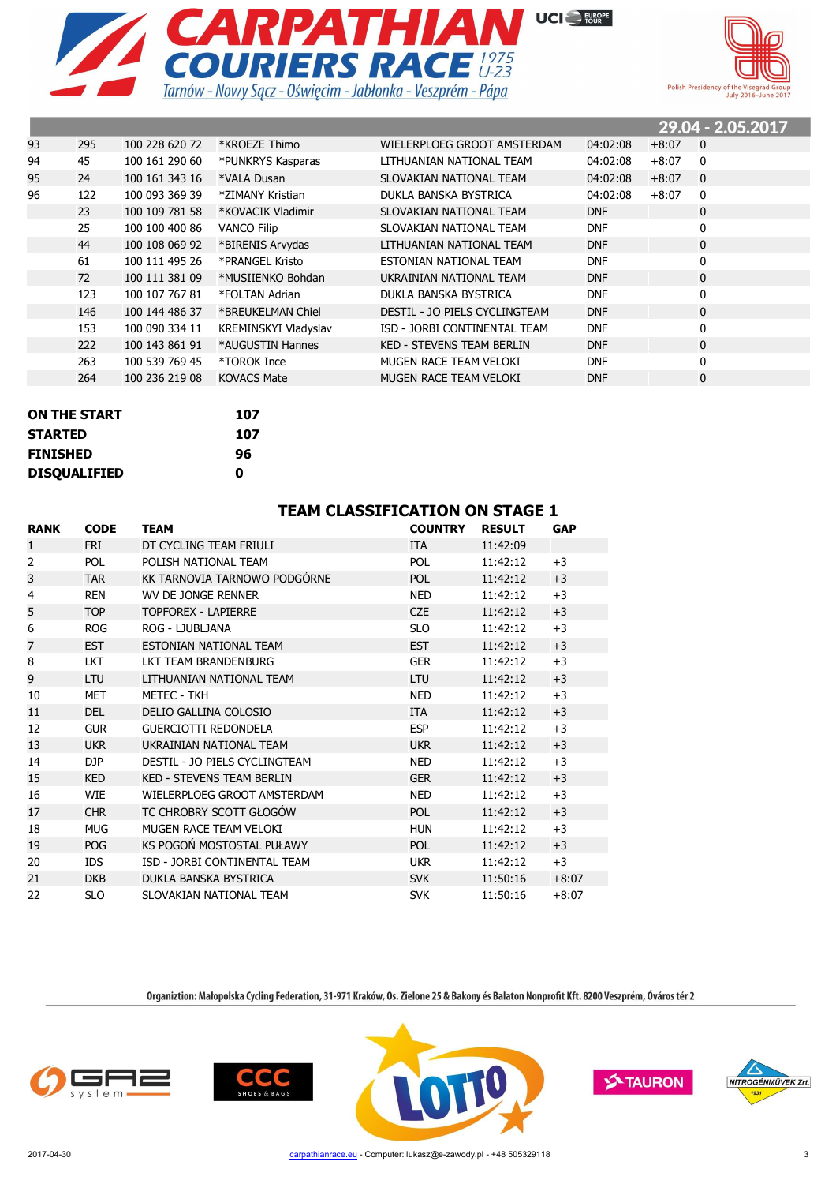# CARPATHIAN COURIERS RACE 1975 U-23

Tarnów - Nowy Sącz - Oświęcim - Jabłonka - Veszprém - Pápa

Polish Presidency of the Visegrad Group July 2016–June 2017

29.04 - 2.05.2017

| | | | | | | | |
|---|---|---|---|---|---|---|---|
| 93 | 295 | 100 228 620 72 | *KROEZE Thimo | WIELERPLOEG GROOT AMSTERDAM | 04:02:08 | +8:07 | 0 |
| 94 | 45 | 100 161 290 60 | *PUNKRYS Kasparas | LITHUANIAN NATIONAL TEAM | 04:02:08 | +8:07 | 0 |
| 95 | 24 | 100 161 343 16 | *VALA Dusan | SLOVAKIAN NATIONAL TEAM | 04:02:08 | +8:07 | 0 |
| 96 | 122 | 100 093 369 39 | *ZIMANY Kristian | DUKLA BANSKA BYSTRICA | 04:02:08 | +8:07 | 0 |
| | 23 | 100 109 781 58 | *KOVACIK Vladimir | SLOVAKIAN NATIONAL TEAM | DNF | | 0 |
| | 25 | 100 100 400 86 | VANCO Filip | SLOVAKIAN NATIONAL TEAM | DNF | | 0 |
| | 44 | 100 108 069 92 | *BIRENIS Arvydas | LITHUANIAN NATIONAL TEAM | DNF | | 0 |
| | 61 | 100 111 495 26 | *PRANGEL Kristo | ESTONIAN NATIONAL TEAM | DNF | | 0 |
| | 72 | 100 111 381 09 | *MUSIIENKO Bohdan | UKRAINIAN NATIONAL TEAM | DNF | | 0 |
| | 123 | 100 107 767 81 | *FOLTAN Adrian | DUKLA BANSKA BYSTRICA | DNF | | 0 |
| | 146 | 100 144 486 37 | *BREUKELMAN Chiel | DESTIL - JO PIELS CYCLINGTEAM | DNF | | 0 |
| | 153 | 100 090 334 11 | KREMINSKYI Vladyslav | ISD - JORBI CONTINENTAL TEAM | DNF | | 0 |
| | 222 | 100 143 861 91 | *AUGUSTIN Hannes | KED - STEVENS TEAM BERLIN | DNF | | 0 |
| | 263 | 100 539 769 45 | *TOROK Ince | MUGEN RACE TEAM VELOKI | DNF | | 0 |
| | 264 | 100 236 219 08 | KOVACS Mate | MUGEN RACE TEAM VELOKI | DNF | | 0 |

| | |
|---|---|
| **ON THE START** | **107** |
| **STARTED** | **107** |
| **FINISHED** | **96** |
| **DISQUALIFIED** | **0** |

## TEAM CLASSIFICATION ON STAGE 1

| RANK | CODE | TEAM | COUNTRY | RESULT | GAP |
|---|---|---|---|---|---|
| 1 | FRI | DT CYCLING TEAM FRIULI | ITA | 11:42:09 | |
| 2 | POL | POLISH NATIONAL TEAM | POL | 11:42:12 | +3 |
| 3 | TAR | KK TARNOVIA TARNOWO PODGÓRNE | POL | 11:42:12 | +3 |
| 4 | REN | WV DE JONGE RENNER | NED | 11:42:12 | +3 |
| 5 | TOP | TOPFOREX - LAPIERRE | CZE | 11:42:12 | +3 |
| 6 | ROG | ROG - LJUBLJANA | SLO | 11:42:12 | +3 |
| 7 | EST | ESTONIAN NATIONAL TEAM | EST | 11:42:12 | +3 |
| 8 | LKT | LKT TEAM BRANDENBURG | GER | 11:42:12 | +3 |
| 9 | LTU | LITHUANIAN NATIONAL TEAM | LTU | 11:42:12 | +3 |
| 10 | MET | METEC - TKH | NED | 11:42:12 | +3 |
| 11 | DEL | DELIO GALLINA COLOSIO | ITA | 11:42:12 | +3 |
| 12 | GUR | GUERCIOTTI REDONDELA | ESP | 11:42:12 | +3 |
| 13 | UKR | UKRAINIAN NATIONAL TEAM | UKR | 11:42:12 | +3 |
| 14 | DJP | DESTIL - JO PIELS CYCLINGTEAM | NED | 11:42:12 | +3 |
| 15 | KED | KED - STEVENS TEAM BERLIN | GER | 11:42:12 | +3 |
| 16 | WIE | WIELERPLOEG GROOT AMSTERDAM | NED | 11:42:12 | +3 |
| 17 | CHR | TC CHROBRY SCOTT GŁOGÓW | POL | 11:42:12 | +3 |
| 18 | MUG | MUGEN RACE TEAM VELOKI | HUN | 11:42:12 | +3 |
| 19 | POG | KS POGOŃ MOSTOSTAL PUŁAWY | POL | 11:42:12 | +3 |
| 20 | IDS | ISD - JORBI CONTINENTAL TEAM | UKR | 11:42:12 | +3 |
| 21 | DKB | DUKLA BANSKA BYSTRICA | SVK | 11:50:16 | +8:07 |
| 22 | SLO | SLOVAKIAN NATIONAL TEAM | SVK | 11:50:16 | +8:07 |

Organiztion: Małopolska Cycling Federation, 31-971 Kraków, Os. Zielone 25 & Bakony és Balaton Nonprofit Kft. 8200 Veszprém, Óváros tér 2

2017-04-30 carpathianrace.eu - Computer: lukasz@e-zawody.pl - +48 505329118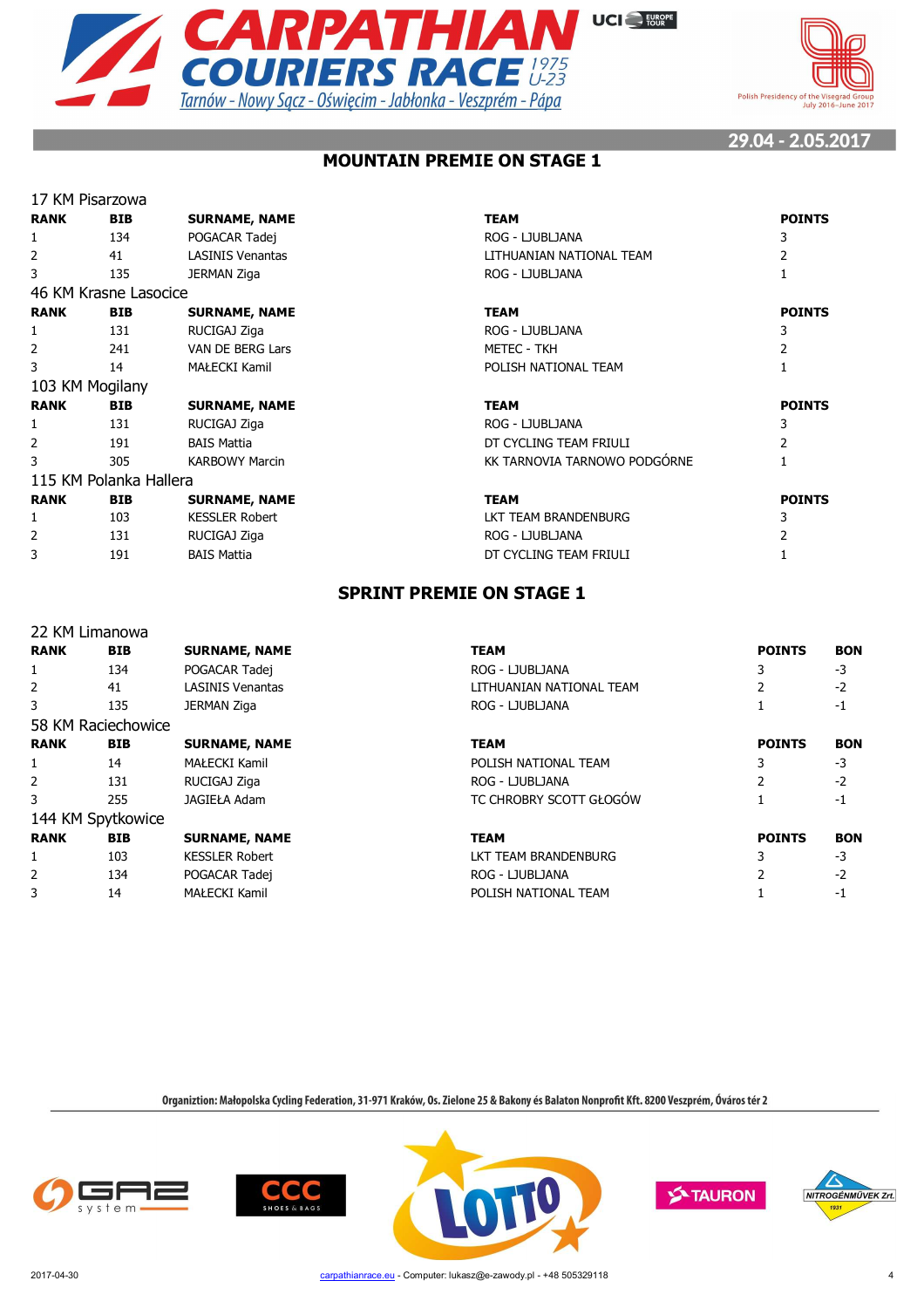# CARPATHIAN COURIERS RACE 1975 U-23

Tarnów - Nowy Sącz - Oświęcim - Jabłonka - Veszprém - Pápa

Polish Presidency of the Visegrad Group July 2016–June 2017

29.04 - 2.05.2017

## MOUNTAIN PREMIE ON STAGE 1

### 17 KM Pisarzowa

| RANK | BIB | SURNAME, NAME | TEAM | POINTS |
|---|---|---|---|---|
| 1 | 134 | POGACAR Tadej | ROG - LJUBLJANA | 3 |
| 2 | 41 | LASINIS Venantas | LITHUANIAN NATIONAL TEAM | 2 |
| 3 | 135 | JERMAN Ziga | ROG - LJUBLJANA | 1 |

### 46 KM Krasne Lasocice

| RANK | BIB | SURNAME, NAME | TEAM | POINTS |
|---|---|---|---|---|
| 1 | 131 | RUCIGAJ Ziga | ROG - LJUBLJANA | 3 |
| 2 | 241 | VAN DE BERG Lars | METEC - TKH | 2 |
| 3 | 14 | MAŁECKI Kamil | POLISH NATIONAL TEAM | 1 |

### 103 KM Mogilany

| RANK | BIB | SURNAME, NAME | TEAM | POINTS |
|---|---|---|---|---|
| 1 | 131 | RUCIGAJ Ziga | ROG - LJUBLJANA | 3 |
| 2 | 191 | BAIS Mattia | DT CYCLING TEAM FRIULI | 2 |
| 3 | 305 | KARBOWY Marcin | KK TARNOVIA TARNOWO PODGÓRNE | 1 |

### 115 KM Polanka Hallera

| RANK | BIB | SURNAME, NAME | TEAM | POINTS |
|---|---|---|---|---|
| 1 | 103 | KESSLER Robert | LKT TEAM BRANDENBURG | 3 |
| 2 | 131 | RUCIGAJ Ziga | ROG - LJUBLJANA | 2 |
| 3 | 191 | BAIS Mattia | DT CYCLING TEAM FRIULI | 1 |

## SPRINT PREMIE ON STAGE 1

### 22 KM Limanowa

| RANK | BIB | SURNAME, NAME | TEAM | POINTS | BON |
|---|---|---|---|---|---|
| 1 | 134 | POGACAR Tadej | ROG - LJUBLJANA | 3 | -3 |
| 2 | 41 | LASINIS Venantas | LITHUANIAN NATIONAL TEAM | 2 | -2 |
| 3 | 135 | JERMAN Ziga | ROG - LJUBLJANA | 1 | -1 |

### 58 KM Raciechowice

| RANK | BIB | SURNAME, NAME | TEAM | POINTS | BON |
|---|---|---|---|---|---|
| 1 | 14 | MAŁECKI Kamil | POLISH NATIONAL TEAM | 3 | -3 |
| 2 | 131 | RUCIGAJ Ziga | ROG - LJUBLJANA | 2 | -2 |
| 3 | 255 | JAGIEŁA Adam | TC CHROBRY SCOTT GŁOGÓW | 1 | -1 |

### 144 KM Spytkowice

| RANK | BIB | SURNAME, NAME | TEAM | POINTS | BON |
|---|---|---|---|---|---|
| 1 | 103 | KESSLER Robert | LKT TEAM BRANDENBURG | 3 | -3 |
| 2 | 134 | POGACAR Tadej | ROG - LJUBLJANA | 2 | -2 |
| 3 | 14 | MAŁECKI Kamil | POLISH NATIONAL TEAM | 1 | -1 |

Organiztion: Małopolska Cycling Federation, 31-971 Kraków, Os. Zielone 25 & Bakony és Balaton Nonprofit Kft. 8200 Veszprém, Óváros tér 2

2017-04-30 carpathianrace.eu - Computer: lukasz@e-zawody.pl - +48 505329118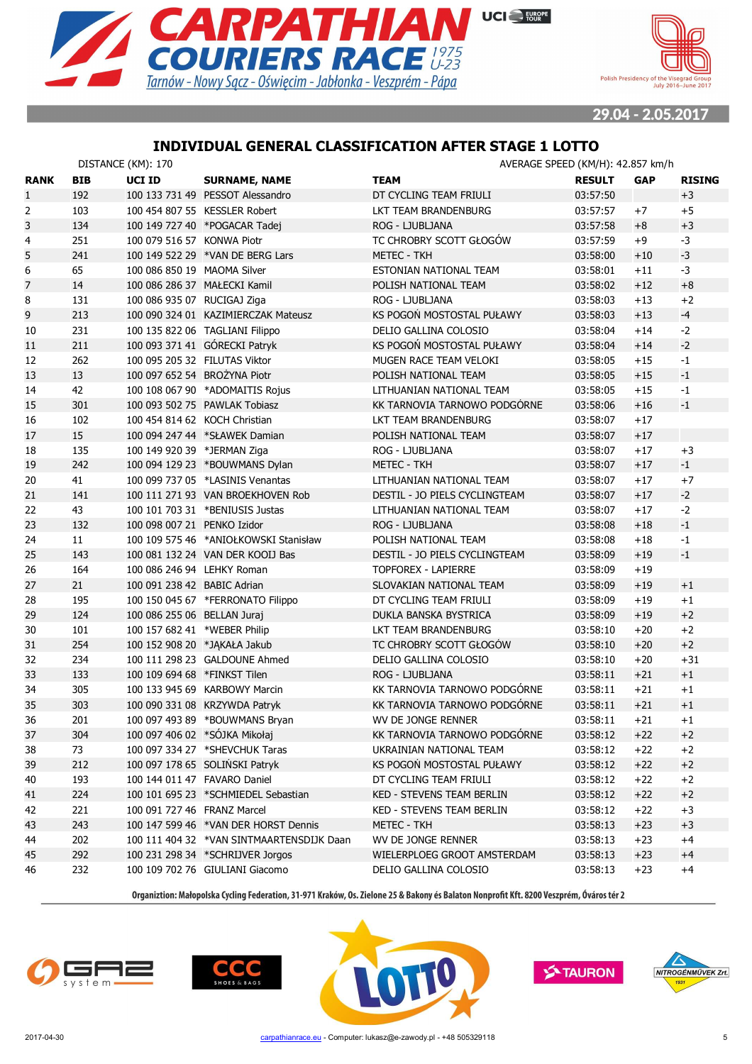# CARPATHIAN COURIERS RACE 1975 U-23

Tarnów - Nowy Sącz - Oświęcim - Jabłonka - Veszprém - Pápa

29.04 - 2.05.2017

## INDIVIDUAL GENERAL CLASSIFICATION AFTER STAGE 1 LOTTO

DISTANCE (KM): 170 AVERAGE SPEED (KM/H): 42.857 km/h

| RANK | BIB | UCI ID | SURNAME, NAME | TEAM | RESULT | GAP | RISING |
|---|---|---|---|---|---|---|---|
| 1 | 192 | 100 133 731 49 | PESSOT Alessandro | DT CYCLING TEAM FRIULI | 03:57:50 | | +3 |
| 2 | 103 | 100 454 807 55 | KESSLER Robert | LKT TEAM BRANDENBURG | 03:57:57 | +7 | +5 |
| 3 | 134 | 100 149 727 40 | *POGACAR Tadej | ROG - LJUBLJANA | 03:57:58 | +8 | +3 |
| 4 | 251 | 100 079 516 57 | KONWA Piotr | TC CHROBRY SCOTT GŁOGÓW | 03:57:59 | +9 | -3 |
| 5 | 241 | 100 149 522 29 | *VAN DE BERG Lars | METEC - TKH | 03:58:00 | +10 | -3 |
| 6 | 65 | 100 086 850 19 | MAOMA Silver | ESTONIAN NATIONAL TEAM | 03:58:01 | +11 | -3 |
| 7 | 14 | 100 086 286 37 | MAŁECKI Kamil | POLISH NATIONAL TEAM | 03:58:02 | +12 | +8 |
| 8 | 131 | 100 086 935 07 | RUCIGAJ Ziga | ROG - LJUBLJANA | 03:58:03 | +13 | +2 |
| 9 | 213 | 100 090 324 01 | KAZIMIERCZAK Mateusz | KS POGOŃ MOSTOSTAL PUŁAWY | 03:58:03 | +13 | -4 |
| 10 | 231 | 100 135 822 06 | TAGLIANI Filippo | DELIO GALLINA COLOSIO | 03:58:04 | +14 | -2 |
| 11 | 211 | 100 093 371 41 | GÓRECKI Patryk | KS POGOŃ MOSTOSTAL PUŁAWY | 03:58:04 | +14 | -2 |
| 12 | 262 | 100 095 205 32 | FILUTAS Viktor | MUGEN RACE TEAM VELOKI | 03:58:05 | +15 | -1 |
| 13 | 13 | 100 097 652 54 | BROŻYNA Piotr | POLISH NATIONAL TEAM | 03:58:05 | +15 | -1 |
| 14 | 42 | 100 108 067 90 | *ADOMAITIS Rojus | LITHUANIAN NATIONAL TEAM | 03:58:05 | +15 | -1 |
| 15 | 301 | 100 093 502 75 | PAWLAK Tobiasz | KK TARNOVIA TARNOWO PODGÓRNE | 03:58:06 | +16 | -1 |
| 16 | 102 | 100 454 814 62 | KOCH Christian | LKT TEAM BRANDENBURG | 03:58:07 | +17 | |
| 17 | 15 | 100 094 247 44 | *SŁAWEK Damian | POLISH NATIONAL TEAM | 03:58:07 | +17 | |
| 18 | 135 | 100 149 920 39 | *JERMAN Ziga | ROG - LJUBLJANA | 03:58:07 | +17 | +3 |
| 19 | 242 | 100 094 129 23 | *BOUWMANS Dylan | METEC - TKH | 03:58:07 | +17 | -1 |
| 20 | 41 | 100 099 737 05 | *LASINIS Venantas | LITHUANIAN NATIONAL TEAM | 03:58:07 | +17 | +7 |
| 21 | 141 | 100 111 271 93 | VAN BROEKHOVEN Rob | DESTIL - JO PIELS CYCLINGTEAM | 03:58:07 | +17 | -2 |
| 22 | 43 | 100 101 703 31 | *BENIUSIS Justas | LITHUANIAN NATIONAL TEAM | 03:58:07 | +17 | -2 |
| 23 | 132 | 100 098 007 21 | PENKO Izidor | ROG - LJUBLJANA | 03:58:08 | +18 | -1 |
| 24 | 11 | 100 109 575 46 | *ANIOŁKOWSKI Stanisław | POLISH NATIONAL TEAM | 03:58:08 | +18 | -1 |
| 25 | 143 | 100 081 132 24 | VAN DER KOOIJ Bas | DESTIL - JO PIELS CYCLINGTEAM | 03:58:09 | +19 | -1 |
| 26 | 164 | 100 086 246 94 | LEHKY Roman | TOPFOREX - LAPIERRE | 03:58:09 | +19 | |
| 27 | 21 | 100 091 238 42 | BABIC Adrian | SLOVAKIAN NATIONAL TEAM | 03:58:09 | +19 | +1 |
| 28 | 195 | 100 150 045 67 | *FERRONATO Filippo | DT CYCLING TEAM FRIULI | 03:58:09 | +19 | +1 |
| 29 | 124 | 100 086 255 06 | BELLAN Juraj | DUKLA BANSKA BYSTRICA | 03:58:09 | +19 | +2 |
| 30 | 101 | 100 157 682 41 | *WEBER Philip | LKT TEAM BRANDENBURG | 03:58:10 | +20 | +2 |
| 31 | 254 | 100 152 908 20 | *JĄKAŁA Jakub | TC CHROBRY SCOTT GŁOGÓW | 03:58:10 | +20 | +2 |
| 32 | 234 | 100 111 298 23 | GALDOUNE Ahmed | DELIO GALLINA COLOSIO | 03:58:10 | +20 | +31 |
| 33 | 133 | 100 109 694 68 | *FINKST Tilen | ROG - LJUBLJANA | 03:58:11 | +21 | +1 |
| 34 | 305 | 100 133 945 69 | KARBOWY Marcin | KK TARNOVIA TARNOWO PODGÓRNE | 03:58:11 | +21 | +1 |
| 35 | 303 | 100 090 331 08 | KRZYWDA Patryk | KK TARNOVIA TARNOWO PODGÓRNE | 03:58:11 | +21 | +1 |
| 36 | 201 | 100 097 493 89 | *BOUWMANS Bryan | WV DE JONGE RENNER | 03:58:11 | +21 | +1 |
| 37 | 304 | 100 097 406 02 | *SÓJKA Mikołaj | KK TARNOVIA TARNOWO PODGÓRNE | 03:58:12 | +22 | +2 |
| 38 | 73 | 100 097 334 27 | *SHEVCHUK Taras | UKRAINIAN NATIONAL TEAM | 03:58:12 | +22 | +2 |
| 39 | 212 | 100 097 178 65 | SOLIŃSKI Patryk | KS POGOŃ MOSTOSTAL PUŁAWY | 03:58:12 | +22 | +2 |
| 40 | 193 | 100 144 011 47 | FAVARO Daniel | DT CYCLING TEAM FRIULI | 03:58:12 | +22 | +2 |
| 41 | 224 | 100 101 695 23 | *SCHMIEDEL Sebastian | KED - STEVENS TEAM BERLIN | 03:58:12 | +22 | +2 |
| 42 | 221 | 100 091 727 46 | FRANZ Marcel | KED - STEVENS TEAM BERLIN | 03:58:12 | +22 | +3 |
| 43 | 243 | 100 147 599 46 | *VAN DER HORST Dennis | METEC - TKH | 03:58:13 | +23 | +3 |
| 44 | 202 | 100 111 404 32 | *VAN SINTMAARTENSDIJK Daan | WV DE JONGE RENNER | 03:58:13 | +23 | +4 |
| 45 | 292 | 100 231 298 34 | *SCHRIJVER Jorgos | WIELERPLOEG GROOT AMSTERDAM | 03:58:13 | +23 | +4 |
| 46 | 232 | 100 109 702 76 | GIULIANI Giacomo | DELIO GALLINA COLOSIO | 03:58:13 | +23 | +4 |

Organiztion: Małopolska Cycling Federation, 31-971 Kraków, Os. Zielone 25 & Bakony és Balaton Nonprofit Kft. 8200 Veszprém, Óváros tér 2

2017-04-30 carpathianrace.eu - Computer: lukasz@e-zawody.pl - +48 505329118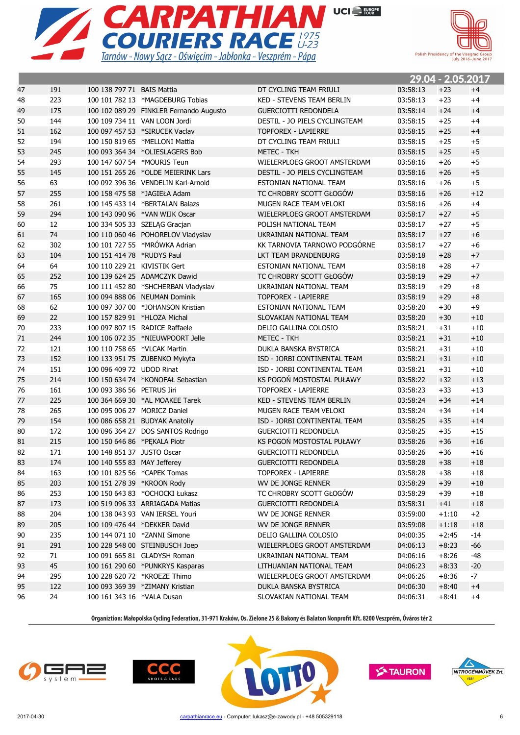# CARPATHIAN COURIERS RACE 1975 U-23

Tarnów - Nowy Sącz - Oświęcim - Jabłonka - Veszprém - Pápa

Polish Presidency of the Visegrad Group July 2016–June 2017

**29.04 - 2.05.2017**

| | | | | | | | |
|---|---|---|---|---|---|---|---|
| 47 | 191 | 100 138 797 71 | BAIS Mattia | DT CYCLING TEAM FRIULI | 03:58:13 | +23 | +4 |
| 48 | 223 | 100 101 782 13 | *MAGDEBURG Tobias | KED - STEVENS TEAM BERLIN | 03:58:13 | +23 | +4 |
| 49 | 175 | 100 102 089 29 | FINKLER Fernando Augusto | GUERCIOTTI REDONDELA | 03:58:14 | +24 | +4 |
| 50 | 144 | 100 109 734 11 | VAN LOON Jordi | DESTIL - JO PIELS CYCLINGTEAM | 03:58:15 | +25 | +4 |
| 51 | 162 | 100 097 457 53 | *SIRUCEK Vaclav | TOPFOREX - LAPIERRE | 03:58:15 | +25 | +4 |
| 52 | 194 | 100 150 819 65 | *MELLONI Mattia | DT CYCLING TEAM FRIULI | 03:58:15 | +25 | +5 |
| 53 | 245 | 100 093 364 34 | *OLIESLAGERS Bob | METEC - TKH | 03:58:15 | +25 | +5 |
| 54 | 293 | 100 147 607 54 | *MOURIS Teun | WIELERPLOEG GROOT AMSTERDAM | 03:58:16 | +26 | +5 |
| 55 | 145 | 100 151 265 26 | *OLDE MEIERINK Lars | DESTIL - JO PIELS CYCLINGTEAM | 03:58:16 | +26 | +5 |
| 56 | 63 | 100 092 396 36 | VENDELIN Karl-Arnold | ESTONIAN NATIONAL TEAM | 03:58:16 | +26 | +5 |
| 57 | 255 | 100 158 475 58 | *JAGIEŁA Adam | TC CHROBRY SCOTT GŁOGÓW | 03:58:16 | +26 | +12 |
| 58 | 261 | 100 145 433 14 | *BERTALAN Balazs | MUGEN RACE TEAM VELOKI | 03:58:16 | +26 | +4 |
| 59 | 294 | 100 143 090 96 | *VAN WIJK Oscar | WIELERPLOEG GROOT AMSTERDAM | 03:58:17 | +27 | +5 |
| 60 | 12 | 100 334 505 33 | SZELĄG Gracjan | POLISH NATIONAL TEAM | 03:58:17 | +27 | +5 |
| 61 | 74 | 100 110 060 46 | POHORELOV Vladyslav | UKRAINIAN NATIONAL TEAM | 03:58:17 | +27 | +6 |
| 62 | 302 | 100 101 727 55 | *MRÓWKA Adrian | KK TARNOVIA TARNOWO PODGÓRNE | 03:58:17 | +27 | +6 |
| 63 | 104 | 100 151 414 78 | *RUDYS Paul | LKT TEAM BRANDENBURG | 03:58:18 | +28 | +7 |
| 64 | 64 | 100 110 229 21 | KIVISTIK Gert | ESTONIAN NATIONAL TEAM | 03:58:18 | +28 | +7 |
| 65 | 252 | 100 139 624 25 | ADAMCZYK Dawid | TC CHROBRY SCOTT GŁOGÓW | 03:58:19 | +29 | +7 |
| 66 | 75 | 100 111 452 80 | *SHCHERBAN Vladyslav | UKRAINIAN NATIONAL TEAM | 03:58:19 | +29 | +8 |
| 67 | 165 | 100 094 888 06 | NEUMAN Dominik | TOPFOREX - LAPIERRE | 03:58:19 | +29 | +8 |
| 68 | 62 | 100 097 307 00 | *JOHANSON Kristian | ESTONIAN NATIONAL TEAM | 03:58:20 | +30 | +9 |
| 69 | 22 | 100 157 829 91 | *HLOZA Michal | SLOVAKIAN NATIONAL TEAM | 03:58:20 | +30 | +10 |
| 70 | 233 | 100 097 807 15 | RADICE Raffaele | DELIO GALLINA COLOSIO | 03:58:21 | +31 | +10 |
| 71 | 244 | 100 106 072 35 | *NIEUWPOORT Jelle | METEC - TKH | 03:58:21 | +31 | +10 |
| 72 | 121 | 100 110 758 65 | *VLCAK Martin | DUKLA BANSKA BYSTRICA | 03:58:21 | +31 | +10 |
| 73 | 152 | 100 133 951 75 | ZUBENKO Mykyta | ISD - JORBI CONTINENTAL TEAM | 03:58:21 | +31 | +10 |
| 74 | 151 | 100 096 409 72 | UDOD Rinat | ISD - JORBI CONTINENTAL TEAM | 03:58:21 | +31 | +10 |
| 75 | 214 | 100 150 634 74 | *KONOFAŁ Sebastian | KS POGOŃ MOSTOSTAL PUŁAWY | 03:58:22 | +32 | +13 |
| 76 | 161 | 100 093 386 56 | PETRUS Jiri | TOPFOREX - LAPIERRE | 03:58:23 | +33 | +13 |
| 77 | 225 | 100 364 669 30 | *AL MOAKEE Tarek | KED - STEVENS TEAM BERLIN | 03:58:24 | +34 | +14 |
| 78 | 265 | 100 095 006 27 | MORICZ Daniel | MUGEN RACE TEAM VELOKI | 03:58:24 | +34 | +14 |
| 79 | 154 | 100 086 658 21 | BUDYAK Anatoliy | ISD - JORBI CONTINENTAL TEAM | 03:58:25 | +35 | +14 |
| 80 | 172 | 100 096 364 27 | DOS SANTOS Rodrigo | GUERCIOTTI REDONDELA | 03:58:25 | +35 | +15 |
| 81 | 215 | 100 150 646 86 | *PĘKALA Piotr | KS POGOŃ MOSTOSTAL PUŁAWY | 03:58:26 | +36 | +16 |
| 82 | 171 | 100 148 851 37 | JUSTO Oscar | GUERCIOTTI REDONDELA | 03:58:26 | +36 | +16 |
| 83 | 174 | 100 140 555 83 | MAY Jefferey | GUERCIOTTI REDONDELA | 03:58:28 | +38 | +18 |
| 84 | 163 | 100 101 825 56 | *CAPEK Tomas | TOPFOREX - LAPIERRE | 03:58:28 | +38 | +18 |
| 85 | 203 | 100 151 278 39 | *KROON Rody | WV DE JONGE RENNER | 03:58:29 | +39 | +18 |
| 86 | 253 | 100 150 643 83 | *OCHOCKI Łukasz | TC CHROBRY SCOTT GŁOGÓW | 03:58:29 | +39 | +18 |
| 87 | 173 | 100 519 096 33 | ARRIAGADA Matias | GUERCIOTTI REDONDELA | 03:58:31 | +41 | +18 |
| 88 | 204 | 100 138 043 93 | VAN IERSEL Youri | WV DE JONGE RENNER | 03:59:00 | +1:10 | +2 |
| 89 | 205 | 100 109 476 44 | *DEKKER David | WV DE JONGE RENNER | 03:59:08 | +1:18 | +18 |
| 90 | 235 | 100 144 071 10 | *ZANNI Simone | DELIO GALLINA COLOSIO | 04:00:35 | +2:45 | -14 |
| 91 | 291 | 100 228 548 00 | STEINBUSCH Joep | WIELERPLOEG GROOT AMSTERDAM | 04:06:13 | +8:23 | -66 |
| 92 | 71 | 100 091 665 81 | GLADYSH Roman | UKRAINIAN NATIONAL TEAM | 04:06:16 | +8:26 | -48 |
| 93 | 45 | 100 161 290 60 | *PUNKRYS Kasparas | LITHUANIAN NATIONAL TEAM | 04:06:23 | +8:33 | -20 |
| 94 | 295 | 100 228 620 72 | *KROEZE Thimo | WIELERPLOEG GROOT AMSTERDAM | 04:06:26 | +8:36 | -7 |
| 95 | 122 | 100 093 369 39 | *ZIMANY Kristian | DUKLA BANSKA BYSTRICA | 04:06:30 | +8:40 | +4 |
| 96 | 24 | 100 161 343 16 | *VALA Dusan | SLOVAKIAN NATIONAL TEAM | 04:06:31 | +8:41 | +4 |

Organiztion: Małopolska Cycling Federation, 31-971 Kraków, Os. Zielone 25 & Bakony és Balaton Nonprofit Kft. 8200 Veszprém, Óváros tér 2

2017-04-30 carpathianrace.eu - Computer: lukasz@e-zawody.pl - +48 505329118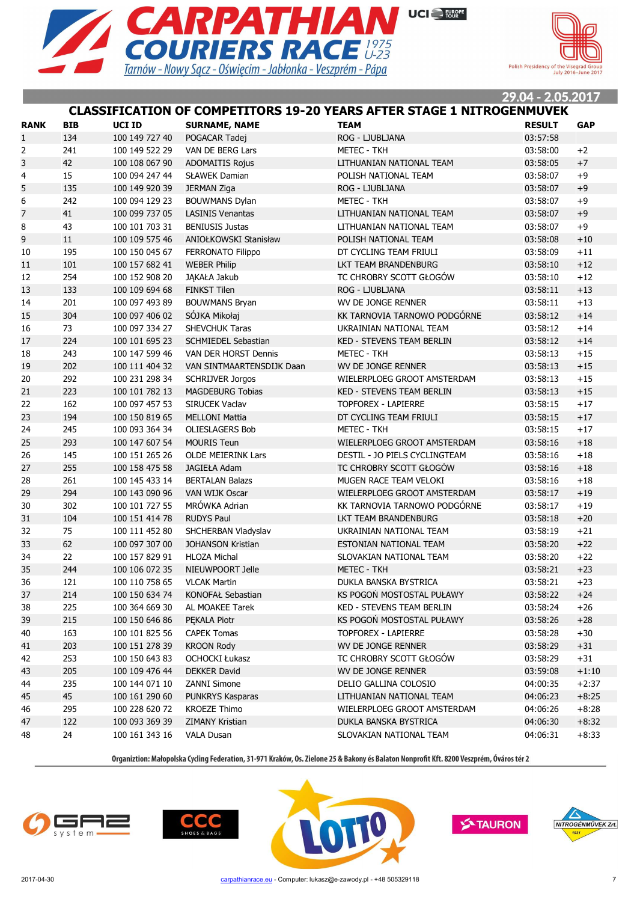# CARPATHIAN COURIERS RACE 1975 U-23

Tarnów - Nowy Sącz - Oświęcim - Jabłonka - Veszprém - Pápa

Polish Presidency of the Visegrad Group July 2016–June 2017

29.04 - 2.05.2017

## CLASSIFICATION OF COMPETITORS 19-20 YEARS AFTER STAGE 1 NITROGENMUVEK

| RANK | BIB | UCI ID | SURNAME, NAME | TEAM | RESULT | GAP |
|---|---|---|---|---|---|---|
| 1 | 134 | 100 149 727 40 | POGACAR Tadej | ROG - LJUBLJANA | 03:57:58 | |
| 2 | 241 | 100 149 522 29 | VAN DE BERG Lars | METEC - TKH | 03:58:00 | +2 |
| 3 | 42 | 100 108 067 90 | ADOMAITIS Rojus | LITHUANIAN NATIONAL TEAM | 03:58:05 | +7 |
| 4 | 15 | 100 094 247 44 | SŁAWEK Damian | POLISH NATIONAL TEAM | 03:58:07 | +9 |
| 5 | 135 | 100 149 920 39 | JERMAN Ziga | ROG - LJUBLJANA | 03:58:07 | +9 |
| 6 | 242 | 100 094 129 23 | BOUWMANS Dylan | METEC - TKH | 03:58:07 | +9 |
| 7 | 41 | 100 099 737 05 | LASINIS Venantas | LITHUANIAN NATIONAL TEAM | 03:58:07 | +9 |
| 8 | 43 | 100 101 703 31 | BENIUSIS Justas | LITHUANIAN NATIONAL TEAM | 03:58:07 | +9 |
| 9 | 11 | 100 109 575 46 | ANIOŁKOWSKI Stanisław | POLISH NATIONAL TEAM | 03:58:08 | +10 |
| 10 | 195 | 100 150 045 67 | FERRONATO Filippo | DT CYCLING TEAM FRIULI | 03:58:09 | +11 |
| 11 | 101 | 100 157 682 41 | WEBER Philip | LKT TEAM BRANDENBURG | 03:58:10 | +12 |
| 12 | 254 | 100 152 908 20 | JĄKAŁA Jakub | TC CHROBRY SCOTT GŁOGÓW | 03:58:10 | +12 |
| 13 | 133 | 100 109 694 68 | FINKST Tilen | ROG - LJUBLJANA | 03:58:11 | +13 |
| 14 | 201 | 100 097 493 89 | BOUWMANS Bryan | WV DE JONGE RENNER | 03:58:11 | +13 |
| 15 | 304 | 100 097 406 02 | SÓJKA Mikołaj | KK TARNOVIA TARNOWO PODGÓRNE | 03:58:12 | +14 |
| 16 | 73 | 100 097 334 27 | SHEVCHUK Taras | UKRAINIAN NATIONAL TEAM | 03:58:12 | +14 |
| 17 | 224 | 100 101 695 23 | SCHMIEDEL Sebastian | KED - STEVENS TEAM BERLIN | 03:58:12 | +14 |
| 18 | 243 | 100 147 599 46 | VAN DER HORST Dennis | METEC - TKH | 03:58:13 | +15 |
| 19 | 202 | 100 111 404 32 | VAN SINTMAARTENSDIJK Daan | WV DE JONGE RENNER | 03:58:13 | +15 |
| 20 | 292 | 100 231 298 34 | SCHRIJVER Jorgos | WIELERPLOEG GROOT AMSTERDAM | 03:58:13 | +15 |
| 21 | 223 | 100 101 782 13 | MAGDEBURG Tobias | KED - STEVENS TEAM BERLIN | 03:58:13 | +15 |
| 22 | 162 | 100 097 457 53 | SIRUCEK Vaclav | TOPFOREX - LAPIERRE | 03:58:15 | +17 |
| 23 | 194 | 100 150 819 65 | MELLONI Mattia | DT CYCLING TEAM FRIULI | 03:58:15 | +17 |
| 24 | 245 | 100 093 364 34 | OLIESLAGERS Bob | METEC - TKH | 03:58:15 | +17 |
| 25 | 293 | 100 147 607 54 | MOURIS Teun | WIELERPLOEG GROOT AMSTERDAM | 03:58:16 | +18 |
| 26 | 145 | 100 151 265 26 | OLDE MEIERINK Lars | DESTIL - JO PIELS CYCLINGTEAM | 03:58:16 | +18 |
| 27 | 255 | 100 158 475 58 | JAGIEŁA Adam | TC CHROBRY SCOTT GŁOGÓW | 03:58:16 | +18 |
| 28 | 261 | 100 145 433 14 | BERTALAN Balazs | MUGEN RACE TEAM VELOKI | 03:58:16 | +18 |
| 29 | 294 | 100 143 090 96 | VAN WIJK Oscar | WIELERPLOEG GROOT AMSTERDAM | 03:58:17 | +19 |
| 30 | 302 | 100 101 727 55 | MRÓWKA Adrian | KK TARNOVIA TARNOWO PODGÓRNE | 03:58:17 | +19 |
| 31 | 104 | 100 151 414 78 | RUDYS Paul | LKT TEAM BRANDENBURG | 03:58:18 | +20 |
| 32 | 75 | 100 111 452 80 | SHCHERBAN Vladyslav | UKRAINIAN NATIONAL TEAM | 03:58:19 | +21 |
| 33 | 62 | 100 097 307 00 | JOHANSON Kristian | ESTONIAN NATIONAL TEAM | 03:58:20 | +22 |
| 34 | 22 | 100 157 829 91 | HLOZA Michal | SLOVAKIAN NATIONAL TEAM | 03:58:20 | +22 |
| 35 | 244 | 100 106 072 35 | NIEUWPOORT Jelle | METEC - TKH | 03:58:21 | +23 |
| 36 | 121 | 100 110 758 65 | VLCAK Martin | DUKLA BANSKA BYSTRICA | 03:58:21 | +23 |
| 37 | 214 | 100 150 634 74 | KONOFAŁ Sebastian | KS POGOŃ MOSTOSTAL PUŁAWY | 03:58:22 | +24 |
| 38 | 225 | 100 364 669 30 | AL MOAKEE Tarek | KED - STEVENS TEAM BERLIN | 03:58:24 | +26 |
| 39 | 215 | 100 150 646 86 | PĘKALA Piotr | KS POGOŃ MOSTOSTAL PUŁAWY | 03:58:26 | +28 |
| 40 | 163 | 100 101 825 56 | CAPEK Tomas | TOPFOREX - LAPIERRE | 03:58:28 | +30 |
| 41 | 203 | 100 151 278 39 | KROON Rody | WV DE JONGE RENNER | 03:58:29 | +31 |
| 42 | 253 | 100 150 643 83 | OCHOCKI Łukasz | TC CHROBRY SCOTT GŁOGÓW | 03:58:29 | +31 |
| 43 | 205 | 100 109 476 44 | DEKKER David | WV DE JONGE RENNER | 03:59:08 | +1:10 |
| 44 | 235 | 100 144 071 10 | ZANNI Simone | DELIO GALLINA COLOSIO | 04:00:35 | +2:37 |
| 45 | 45 | 100 161 290 60 | PUNKRYS Kasparas | LITHUANIAN NATIONAL TEAM | 04:06:23 | +8:25 |
| 46 | 295 | 100 228 620 72 | KROEZE Thimo | WIELERPLOEG GROOT AMSTERDAM | 04:06:26 | +8:28 |
| 47 | 122 | 100 093 369 39 | ZIMANY Kristian | DUKLA BANSKA BYSTRICA | 04:06:30 | +8:32 |
| 48 | 24 | 100 161 343 16 | VALA Dusan | SLOVAKIAN NATIONAL TEAM | 04:06:31 | +8:33 |

Organiztion: Małopolska Cycling Federation, 31-971 Kraków, Os. Zielone 25 & Bakony és Balaton Nonprofit Kft. 8200 Veszprém, Óváros tér 2

2017-04-30 carpathianrace.eu - Computer: lukasz@e-zawody.pl - +48 505329118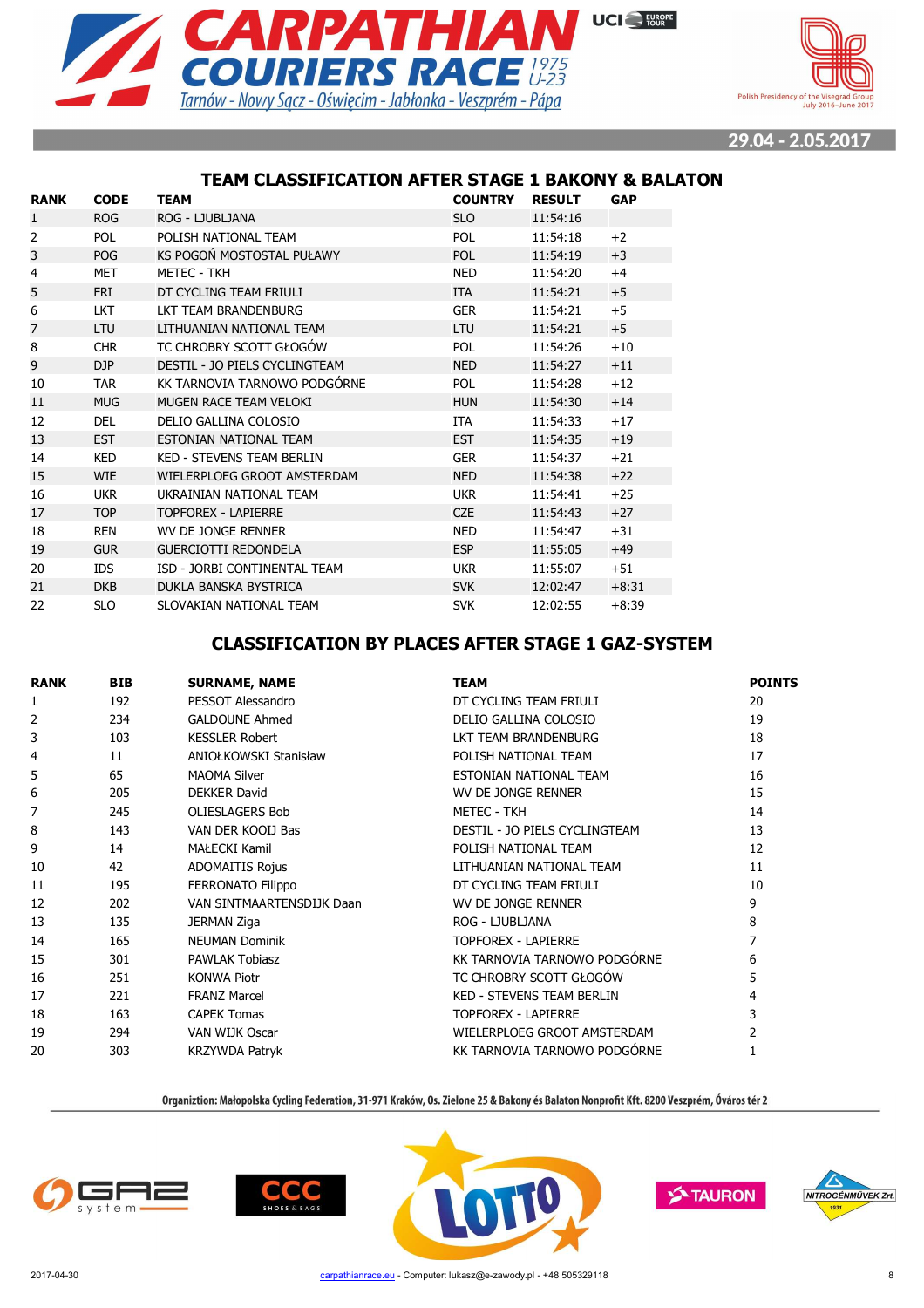# CARPATHIAN COURIERS RACE 1975 U-23

Tarnów - Nowy Sącz - Oświęcim - Jabłonka - Veszprém - Pápa

Polish Presidency of the Visegrad Group July 2016–June 2017

29.04 - 2.05.2017

## TEAM CLASSIFICATION AFTER STAGE 1 BAKONY & BALATON

| RANK | CODE | TEAM | COUNTRY | RESULT | GAP |
|---|---|---|---|---|---|
| 1 | ROG | ROG - LJUBLJANA | SLO | 11:54:16 | |
| 2 | POL | POLISH NATIONAL TEAM | POL | 11:54:18 | +2 |
| 3 | POG | KS POGOŃ MOSTOSTAL PUŁAWY | POL | 11:54:19 | +3 |
| 4 | MET | METEC - TKH | NED | 11:54:20 | +4 |
| 5 | FRI | DT CYCLING TEAM FRIULI | ITA | 11:54:21 | +5 |
| 6 | LKT | LKT TEAM BRANDENBURG | GER | 11:54:21 | +5 |
| 7 | LTU | LITHUANIAN NATIONAL TEAM | LTU | 11:54:21 | +5 |
| 8 | CHR | TC CHROBRY SCOTT GŁOGÓW | POL | 11:54:26 | +10 |
| 9 | DJP | DESTIL - JO PIELS CYCLINGTEAM | NED | 11:54:27 | +11 |
| 10 | TAR | KK TARNOVIA TARNOWO PODGÓRNE | POL | 11:54:28 | +12 |
| 11 | MUG | MUGEN RACE TEAM VELOKI | HUN | 11:54:30 | +14 |
| 12 | DEL | DELIO GALLINA COLOSIO | ITA | 11:54:33 | +17 |
| 13 | EST | ESTONIAN NATIONAL TEAM | EST | 11:54:35 | +19 |
| 14 | KED | KED - STEVENS TEAM BERLIN | GER | 11:54:37 | +21 |
| 15 | WIE | WIELERPLOEG GROOT AMSTERDAM | NED | 11:54:38 | +22 |
| 16 | UKR | UKRAINIAN NATIONAL TEAM | UKR | 11:54:41 | +25 |
| 17 | TOP | TOPFOREX - LAPIERRE | CZE | 11:54:43 | +27 |
| 18 | REN | WV DE JONGE RENNER | NED | 11:54:47 | +31 |
| 19 | GUR | GUERCIOTTI REDONDELA | ESP | 11:55:05 | +49 |
| 20 | IDS | ISD - JORBI CONTINENTAL TEAM | UKR | 11:55:07 | +51 |
| 21 | DKB | DUKLA BANSKA BYSTRICA | SVK | 12:02:47 | +8:31 |
| 22 | SLO | SLOVAKIAN NATIONAL TEAM | SVK | 12:02:55 | +8:39 |

## CLASSIFICATION BY PLACES AFTER STAGE 1 GAZ-SYSTEM

| RANK | BIB | SURNAME, NAME | TEAM | POINTS |
|---|---|---|---|---|
| 1 | 192 | PESSOT Alessandro | DT CYCLING TEAM FRIULI | 20 |
| 2 | 234 | GALDOUNE Ahmed | DELIO GALLINA COLOSIO | 19 |
| 3 | 103 | KESSLER Robert | LKT TEAM BRANDENBURG | 18 |
| 4 | 11 | ANIOŁKOWSKI Stanisław | POLISH NATIONAL TEAM | 17 |
| 5 | 65 | MAOMA Silver | ESTONIAN NATIONAL TEAM | 16 |
| 6 | 205 | DEKKER David | WV DE JONGE RENNER | 15 |
| 7 | 245 | OLIESLAGERS Bob | METEC - TKH | 14 |
| 8 | 143 | VAN DER KOOIJ Bas | DESTIL - JO PIELS CYCLINGTEAM | 13 |
| 9 | 14 | MAŁECKI Kamil | POLISH NATIONAL TEAM | 12 |
| 10 | 42 | ADOMAITIS Rojus | LITHUANIAN NATIONAL TEAM | 11 |
| 11 | 195 | FERRONATO Filippo | DT CYCLING TEAM FRIULI | 10 |
| 12 | 202 | VAN SINTMAARTENSDIJK Daan | WV DE JONGE RENNER | 9 |
| 13 | 135 | JERMAN Ziga | ROG - LJUBLJANA | 8 |
| 14 | 165 | NEUMAN Dominik | TOPFOREX - LAPIERRE | 7 |
| 15 | 301 | PAWLAK Tobiasz | KK TARNOVIA TARNOWO PODGÓRNE | 6 |
| 16 | 251 | KONWA Piotr | TC CHROBRY SCOTT GŁOGÓW | 5 |
| 17 | 221 | FRANZ Marcel | KED - STEVENS TEAM BERLIN | 4 |
| 18 | 163 | CAPEK Tomas | TOPFOREX - LAPIERRE | 3 |
| 19 | 294 | VAN WIJK Oscar | WIELERPLOEG GROOT AMSTERDAM | 2 |
| 20 | 303 | KRZYWDA Patryk | KK TARNOVIA TARNOWO PODGÓRNE | 1 |

Organiztion: Małopolska Cycling Federation, 31-971 Kraków, Os. Zielone 25 & Bakony és Balaton Nonprofit Kft. 8200 Veszprém, Óváros tér 2

2017-04-30 carpathianrace.eu - Computer: lukasz@e-zawody.pl - +48 505329118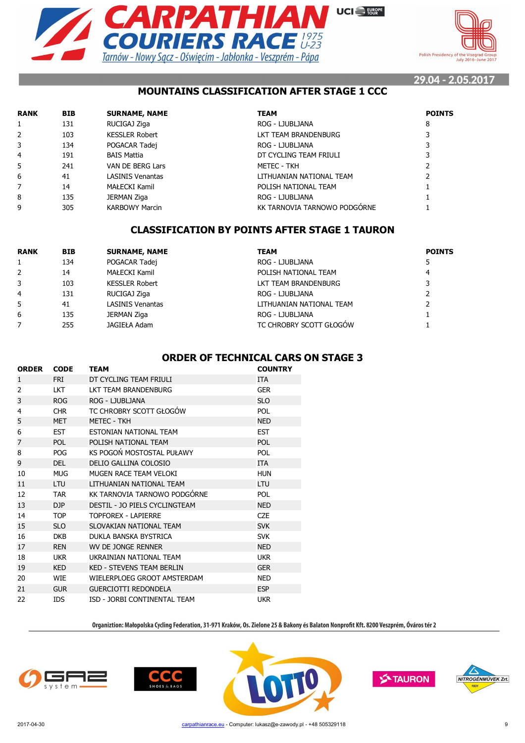# CARPATHIAN COURIERS RACE 1975 U-23

Tarnów - Nowy Sącz - Oświęcim - Jabłonka - Veszprém - Pápa

Polish Presidency of the Visegrad Group July 2016–June 2017

29.04 - 2.05.2017

## MOUNTAINS CLASSIFICATION AFTER STAGE 1 CCC

| RANK | BIB | SURNAME, NAME | TEAM | POINTS |
|---|---|---|---|---|
| 1 | 131 | RUCIGAJ Ziga | ROG - LJUBLJANA | 8 |
| 2 | 103 | KESSLER Robert | LKT TEAM BRANDENBURG | 3 |
| 3 | 134 | POGACAR Tadej | ROG - LJUBLJANA | 3 |
| 4 | 191 | BAIS Mattia | DT CYCLING TEAM FRIULI | 3 |
| 5 | 241 | VAN DE BERG Lars | METEC - TKH | 2 |
| 6 | 41 | LASINIS Venantas | LITHUANIAN NATIONAL TEAM | 2 |
| 7 | 14 | MAŁECKI Kamil | POLISH NATIONAL TEAM | 1 |
| 8 | 135 | JERMAN Ziga | ROG - LJUBLJANA | 1 |
| 9 | 305 | KARBOWY Marcin | KK TARNOVIA TARNOWO PODGÓRNE | 1 |

## CLASSIFICATION BY POINTS AFTER STAGE 1 TAURON

| RANK | BIB | SURNAME, NAME | TEAM | POINTS |
|---|---|---|---|---|
| 1 | 134 | POGACAR Tadej | ROG - LJUBLJANA | 5 |
| 2 | 14 | MAŁECKI Kamil | POLISH NATIONAL TEAM | 4 |
| 3 | 103 | KESSLER Robert | LKT TEAM BRANDENBURG | 3 |
| 4 | 131 | RUCIGAJ Ziga | ROG - LJUBLJANA | 2 |
| 5 | 41 | LASINIS Venantas | LITHUANIAN NATIONAL TEAM | 2 |
| 6 | 135 | JERMAN Ziga | ROG - LJUBLJANA | 1 |
| 7 | 255 | JAGIEŁA Adam | TC CHROBRY SCOTT GŁOGÓW | 1 |

## ORDER OF TECHNICAL CARS ON STAGE 3

| ORDER | CODE | TEAM | COUNTRY |
|---|---|---|---|
| 1 | FRI | DT CYCLING TEAM FRIULI | ITA |
| 2 | LKT | LKT TEAM BRANDENBURG | GER |
| 3 | ROG | ROG - LJUBLJANA | SLO |
| 4 | CHR | TC CHROBRY SCOTT GŁOGÓW | POL |
| 5 | MET | METEC - TKH | NED |
| 6 | EST | ESTONIAN NATIONAL TEAM | EST |
| 7 | POL | POLISH NATIONAL TEAM | POL |
| 8 | POG | KS POGOŃ MOSTOSTAL PUŁAWY | POL |
| 9 | DEL | DELIO GALLINA COLOSIO | ITA |
| 10 | MUG | MUGEN RACE TEAM VELOKI | HUN |
| 11 | LTU | LITHUANIAN NATIONAL TEAM | LTU |
| 12 | TAR | KK TARNOVIA TARNOWO PODGÓRNE | POL |
| 13 | DJP | DESTIL - JO PIELS CYCLINGTEAM | NED |
| 14 | TOP | TOPFOREX - LAPIERRE | CZE |
| 15 | SLO | SLOVAKIAN NATIONAL TEAM | SVK |
| 16 | DKB | DUKLA BANSKA BYSTRICA | SVK |
| 17 | REN | WV DE JONGE RENNER | NED |
| 18 | UKR | UKRAINIAN NATIONAL TEAM | UKR |
| 19 | KED | KED - STEVENS TEAM BERLIN | GER |
| 20 | WIE | WIELERPLOEG GROOT AMSTERDAM | NED |
| 21 | GUR | GUERCIOTTI REDONDELA | ESP |
| 22 | IDS | ISD - JORBI CONTINENTAL TEAM | UKR |

Organiztion: Małopolska Cycling Federation, 31-971 Kraków, Os. Zielone 25 & Bakony és Balaton Nonprofit Kft. 8200 Veszprém, Óváros tér 2

2017-04-30 carpathianrace.eu - Computer: lukasz@e-zawody.pl - +48 505329118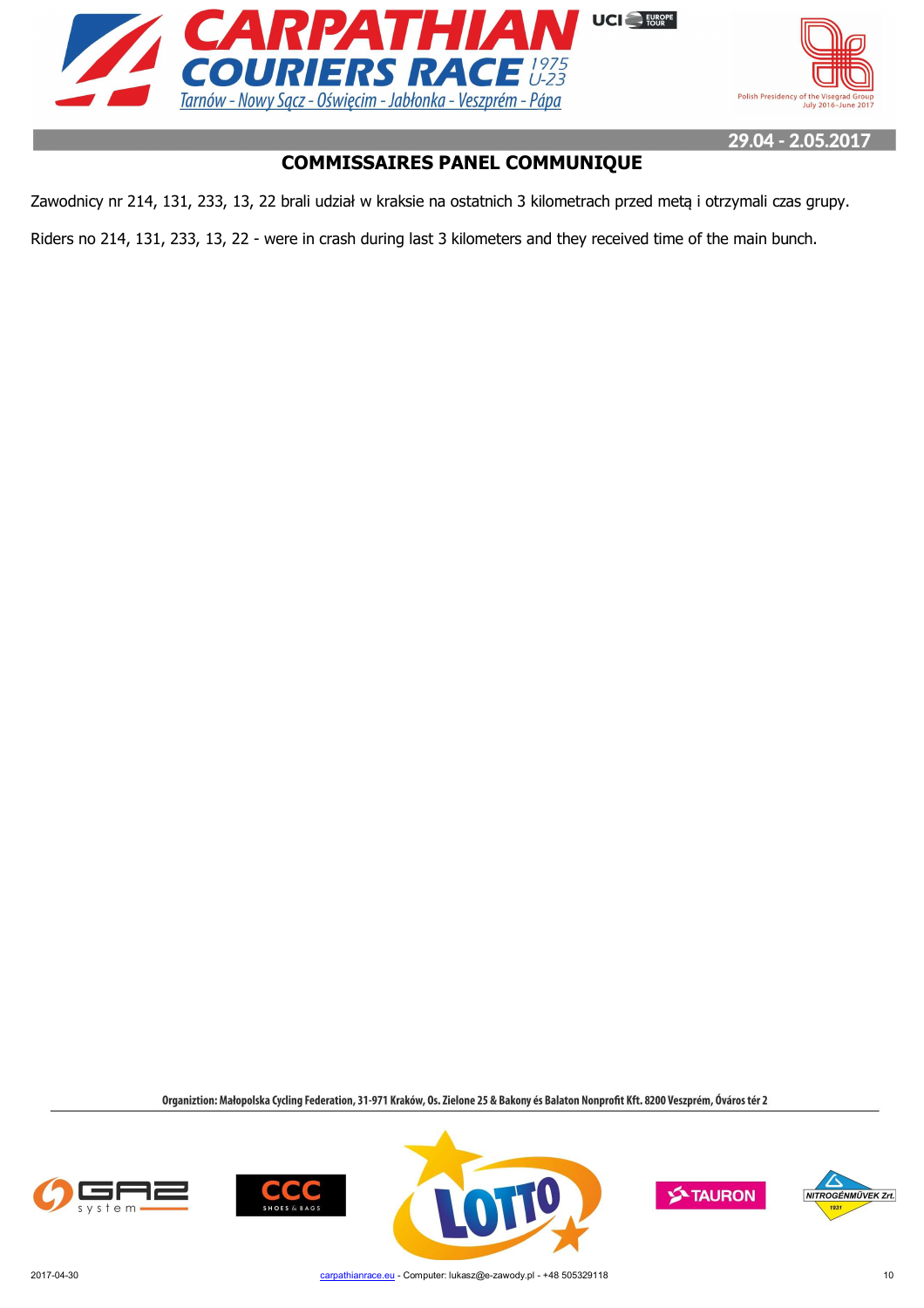# COMMISSAIRES PANEL COMMUNIQUE

Zawodnicy nr 214, 131, 233, 13, 22 brali udział w kraksie na ostatnich 3 kilometrach przed metą i otrzymali czas grupy.

Riders no 214, 131, 233, 13, 22 - were in crash during last 3 kilometers and they received time of the main bunch.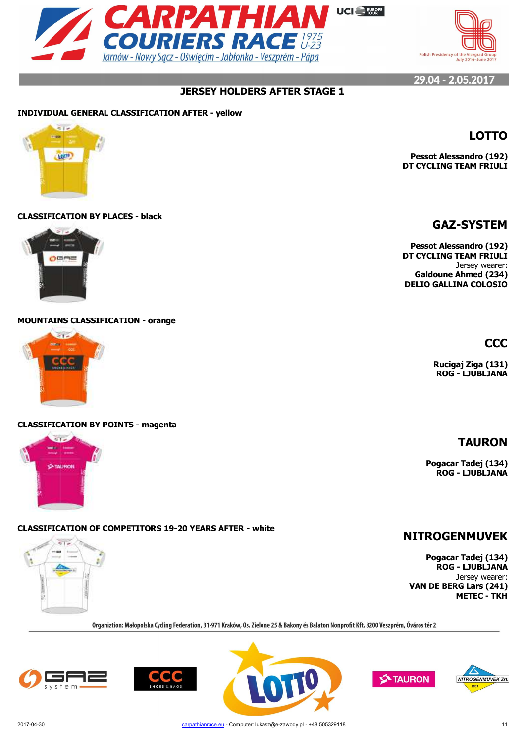# CARPATHIAN COURIERS RACE 1975 U-23

Tarnów - Nowy Sącz - Oświęcim - Jabłonka - Veszprém - Pápa

29.04 - 2.05.2017

## JERSEY HOLDERS AFTER STAGE 1

### INDIVIDUAL GENERAL CLASSIFICATION AFTER - yellow

**LOTTO**

**Pessot Alessandro (192)**
**DT CYCLING TEAM FRIULI**

### CLASSIFICATION BY PLACES - black

**GAZ-SYSTEM**

**Pessot Alessandro (192)**
**DT CYCLING TEAM FRIULI**
Jersey wearer:
**Galdoune Ahmed (234)**
**DELIO GALLINA COLOSIO**

### MOUNTAINS CLASSIFICATION - orange

**CCC**

**Rucigaj Ziga (131)**
**ROG - LJUBLJANA**

### CLASSIFICATION BY POINTS - magenta

**TAURON**

**Pogacar Tadej (134)**
**ROG - LJUBLJANA**

### CLASSIFICATION OF COMPETITORS 19-20 YEARS AFTER - white

**NITROGENMUVEK**

**Pogacar Tadej (134)**
**ROG - LJUBLJANA**
Jersey wearer:
**VAN DE BERG Lars (241)**
**METEC - TKH**

Organiztion: Małopolska Cycling Federation, 31-971 Kraków, Os. Zielone 25 & Bakony és Balaton Nonprofit Kft. 8200 Veszprém, Óváros tér 2

2017-04-30 carpathianrace.eu - Computer: lukasz@e-zawody.pl - +48 505329118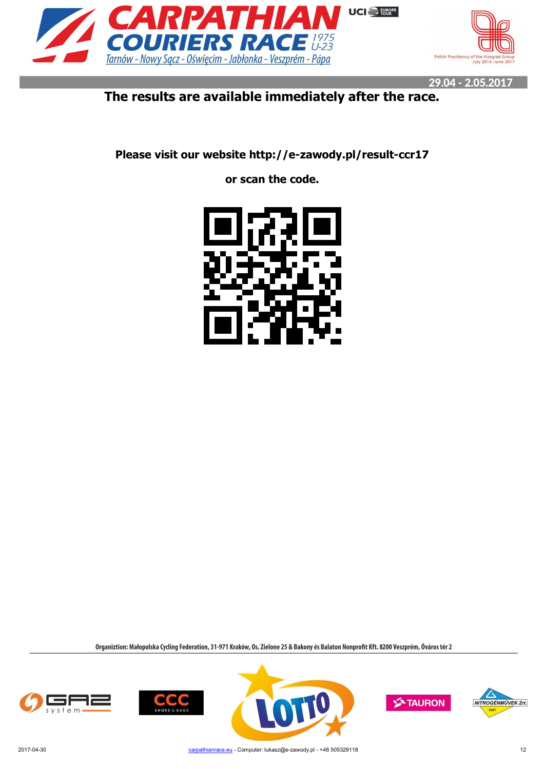**The results are available immediately after the race.**

**Please visit our website http://e-zawody.pl/result-ccr17**

**or scan the code.**

Organiztion: Małopolska Cycling Federation, 31-971 Kraków, Os. Zielone 25 & Bakony és Balaton Nonprofit Kft. 8200 Veszprém, Óváros tér 2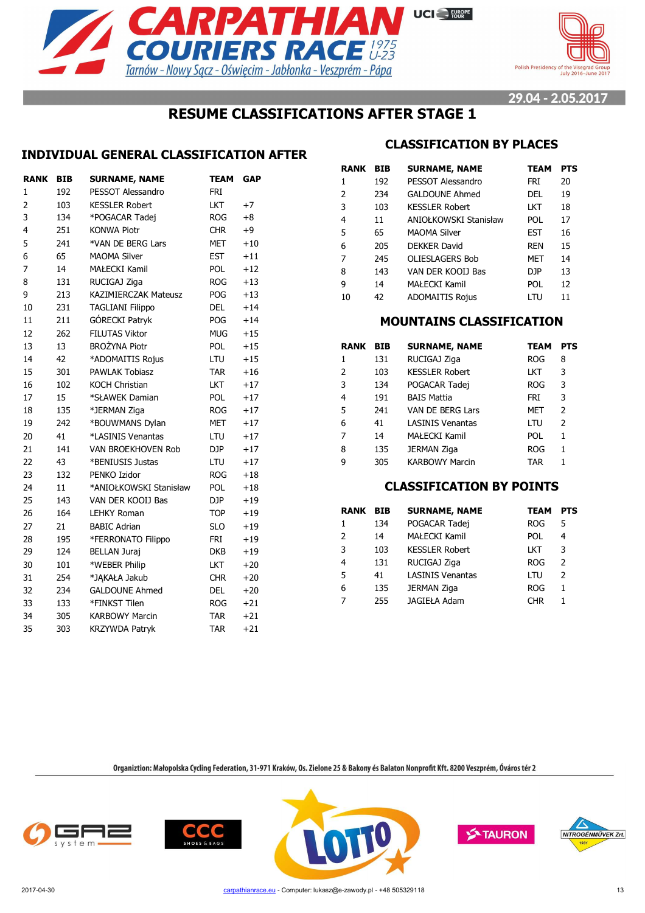# CARPATHIAN COURIERS RACE 1975 U-23

Tarnów - Nowy Sącz - Oświęcim - Jabłonka - Veszprém - Pápa

Polish Presidency of the Visegrad Group July 2016–June 2017

29.04 - 2.05.2017

## RESUME CLASSIFICATIONS AFTER STAGE 1

### INDIVIDUAL GENERAL CLASSIFICATION AFTER

| RANK | BIB | SURNAME, NAME | TEAM | GAP |
|---|---|---|---|---|
| 1 | 192 | PESSOT Alessandro | FRI | |
| 2 | 103 | KESSLER Robert | LKT | +7 |
| 3 | 134 | *POGACAR Tadej | ROG | +8 |
| 4 | 251 | KONWA Piotr | CHR | +9 |
| 5 | 241 | *VAN DE BERG Lars | MET | +10 |
| 6 | 65 | MAOMA Silver | EST | +11 |
| 7 | 14 | MAŁECKI Kamil | POL | +12 |
| 8 | 131 | RUCIGAJ Ziga | ROG | +13 |
| 9 | 213 | KAZIMIERCZAK Mateusz | POG | +13 |
| 10 | 231 | TAGLIANI Filippo | DEL | +14 |
| 11 | 211 | GÓRECKI Patryk | POG | +14 |
| 12 | 262 | FILUTAS Viktor | MUG | +15 |
| 13 | 13 | BROŻYNA Piotr | POL | +15 |
| 14 | 42 | *ADOMAITIS Rojus | LTU | +15 |
| 15 | 301 | PAWLAK Tobiasz | TAR | +16 |
| 16 | 102 | KOCH Christian | LKT | +17 |
| 17 | 15 | *SŁAWEK Damian | POL | +17 |
| 18 | 135 | *JERMAN Ziga | ROG | +17 |
| 19 | 242 | *BOUWMANS Dylan | MET | +17 |
| 20 | 41 | *LASINIS Venantas | LTU | +17 |
| 21 | 141 | VAN BROEKHOVEN Rob | DJP | +17 |
| 22 | 43 | *BENIUSIS Justas | LTU | +17 |
| 23 | 132 | PENKO Izidor | ROG | +18 |
| 24 | 11 | *ANIOŁKOWSKI Stanisław | POL | +18 |
| 25 | 143 | VAN DER KOOIJ Bas | DJP | +19 |
| 26 | 164 | LEHKY Roman | TOP | +19 |
| 27 | 21 | BABIC Adrian | SLO | +19 |
| 28 | 195 | *FERRONATO Filippo | FRI | +19 |
| 29 | 124 | BELLAN Juraj | DKB | +19 |
| 30 | 101 | *WEBER Philip | LKT | +20 |
| 31 | 254 | *JĄKAŁA Jakub | CHR | +20 |
| 32 | 234 | GALDOUNE Ahmed | DEL | +20 |
| 33 | 133 | *FINKST Tilen | ROG | +21 |
| 34 | 305 | KARBOWY Marcin | TAR | +21 |
| 35 | 303 | KRZYWDA Patryk | TAR | +21 |

### CLASSIFICATION BY PLACES

| RANK | BIB | SURNAME, NAME | TEAM | PTS |
|---|---|---|---|---|
| 1 | 192 | PESSOT Alessandro | FRI | 20 |
| 2 | 234 | GALDOUNE Ahmed | DEL | 19 |
| 3 | 103 | KESSLER Robert | LKT | 18 |
| 4 | 11 | ANIOŁKOWSKI Stanisław | POL | 17 |
| 5 | 65 | MAOMA Silver | EST | 16 |
| 6 | 205 | DEKKER David | REN | 15 |
| 7 | 245 | OLIESLAGERS Bob | MET | 14 |
| 8 | 143 | VAN DER KOOIJ Bas | DJP | 13 |
| 9 | 14 | MAŁECKI Kamil | POL | 12 |
| 10 | 42 | ADOMAITIS Rojus | LTU | 11 |

### MOUNTAINS CLASSIFICATION

| RANK | BIB | SURNAME, NAME | TEAM | PTS |
|---|---|---|---|---|
| 1 | 131 | RUCIGAJ Ziga | ROG | 8 |
| 2 | 103 | KESSLER Robert | LKT | 3 |
| 3 | 134 | POGACAR Tadej | ROG | 3 |
| 4 | 191 | BAIS Mattia | FRI | 3 |
| 5 | 241 | VAN DE BERG Lars | MET | 2 |
| 6 | 41 | LASINIS Venantas | LTU | 2 |
| 7 | 14 | MAŁECKI Kamil | POL | 1 |
| 8 | 135 | JERMAN Ziga | ROG | 1 |
| 9 | 305 | KARBOWY Marcin | TAR | 1 |

### CLASSIFICATION BY POINTS

| RANK | BIB | SURNAME, NAME | TEAM | PTS |
|---|---|---|---|---|
| 1 | 134 | POGACAR Tadej | ROG | 5 |
| 2 | 14 | MAŁECKI Kamil | POL | 4 |
| 3 | 103 | KESSLER Robert | LKT | 3 |
| 4 | 131 | RUCIGAJ Ziga | ROG | 2 |
| 5 | 41 | LASINIS Venantas | LTU | 2 |
| 6 | 135 | JERMAN Ziga | ROG | 1 |
| 7 | 255 | JAGIEŁA Adam | CHR | 1 |

Organiztion: Małopolska Cycling Federation, 31-971 Kraków, Os. Zielone 25 & Bakony és Balaton Nonprofit Kft. 8200 Veszprém, Óváros tér 2

2017-04-30 carpathianrace.eu - Computer: lukasz@e-zawody.pl - +48 505329118